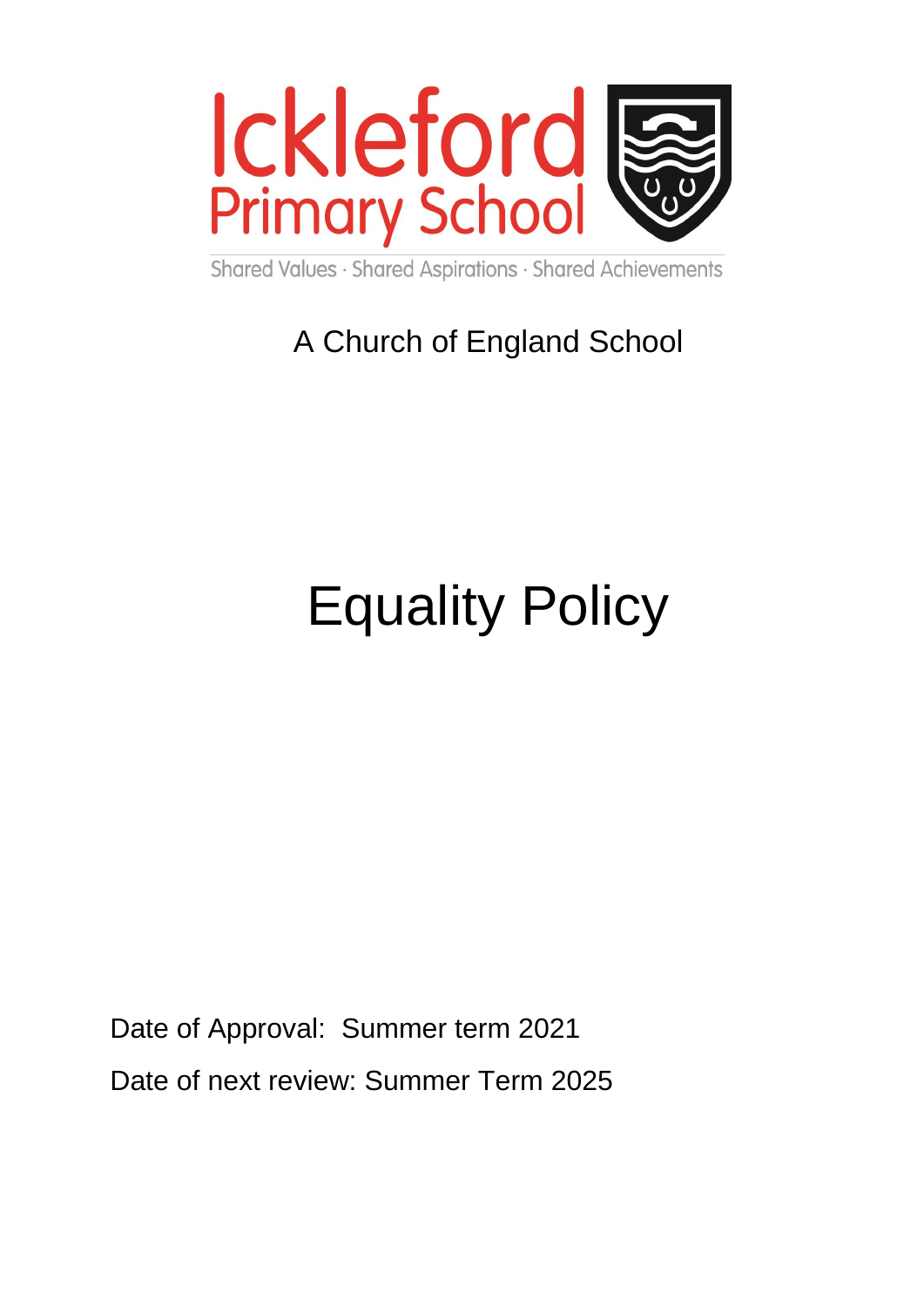Ickleford
Primary School

Shared Values · Shared Aspirations · Shared Achievements

A Church of England School

# Equality Policy

Date of Approval: Summer term 2021

Date of next review: Summer Term 2025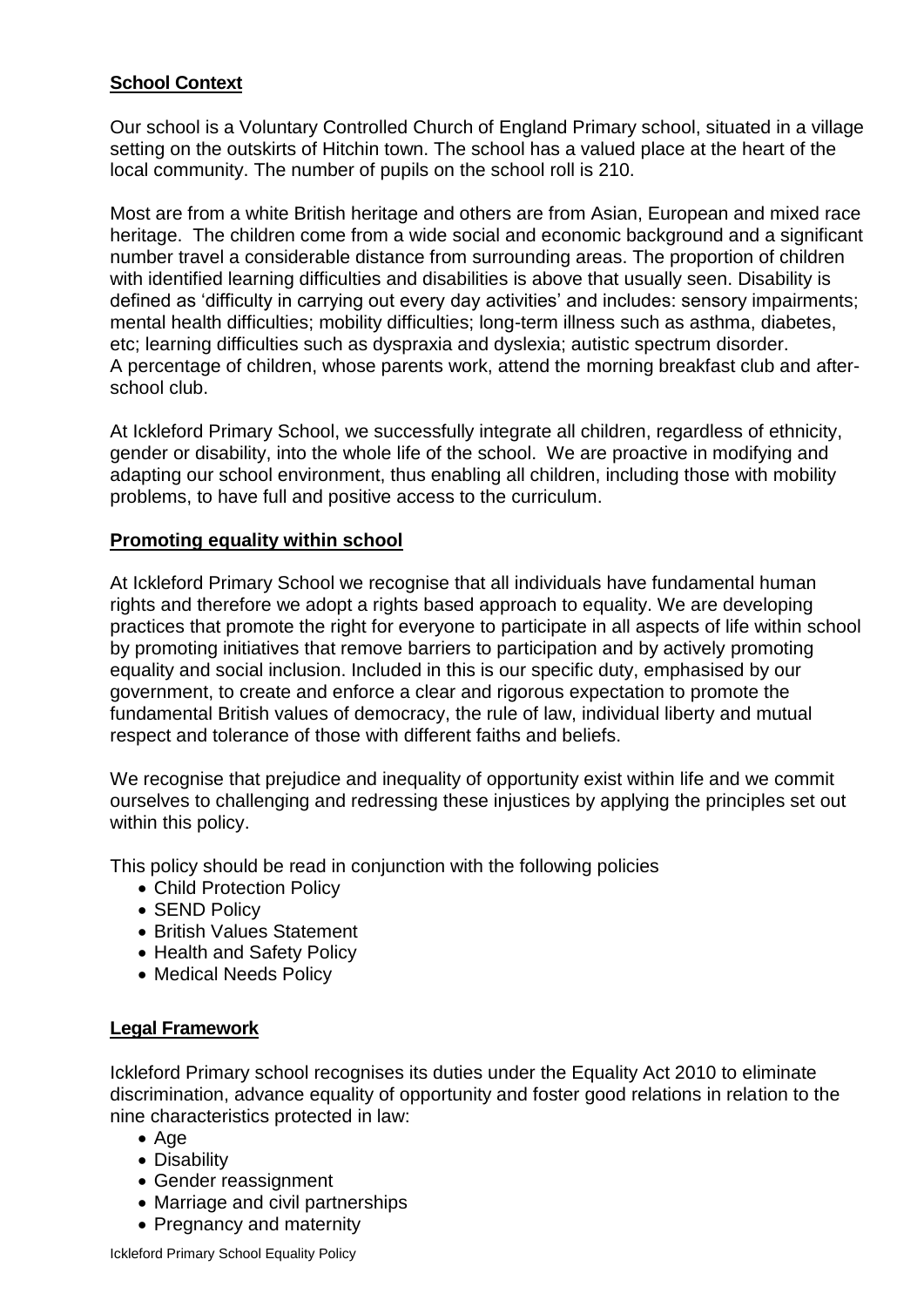**School Context**

Our school is a Voluntary Controlled Church of England Primary school, situated in a village setting on the outskirts of Hitchin town. The school has a valued place at the heart of the local community. The number of pupils on the school roll is 210.

Most are from a white British heritage and others are from Asian, European and mixed race heritage. The children come from a wide social and economic background and a significant number travel a considerable distance from surrounding areas. The proportion of children with identified learning difficulties and disabilities is above that usually seen. Disability is defined as 'difficulty in carrying out every day activities' and includes: sensory impairments; mental health difficulties; mobility difficulties; long-term illness such as asthma, diabetes, etc; learning difficulties such as dyspraxia and dyslexia; autistic spectrum disorder.
A percentage of children, whose parents work, attend the morning breakfast club and after-school club.

At Ickleford Primary School, we successfully integrate all children, regardless of ethnicity, gender or disability, into the whole life of the school. We are proactive in modifying and adapting our school environment, thus enabling all children, including those with mobility problems, to have full and positive access to the curriculum.

**Promoting equality within school**

At Ickleford Primary School we recognise that all individuals have fundamental human rights and therefore we adopt a rights based approach to equality. We are developing practices that promote the right for everyone to participate in all aspects of life within school by promoting initiatives that remove barriers to participation and by actively promoting equality and social inclusion. Included in this is our specific duty, emphasised by our government, to create and enforce a clear and rigorous expectation to promote the fundamental British values of democracy, the rule of law, individual liberty and mutual respect and tolerance of those with different faiths and beliefs.

We recognise that prejudice and inequality of opportunity exist within life and we commit ourselves to challenging and redressing these injustices by applying the principles set out within this policy.

This policy should be read in conjunction with the following policies

- Child Protection Policy
- SEND Policy
- British Values Statement
- Health and Safety Policy
- Medical Needs Policy

**Legal Framework**

Ickleford Primary school recognises its duties under the Equality Act 2010 to eliminate discrimination, advance equality of opportunity and foster good relations in relation to the nine characteristics protected in law:

- Age
- Disability
- Gender reassignment
- Marriage and civil partnerships
- Pregnancy and maternity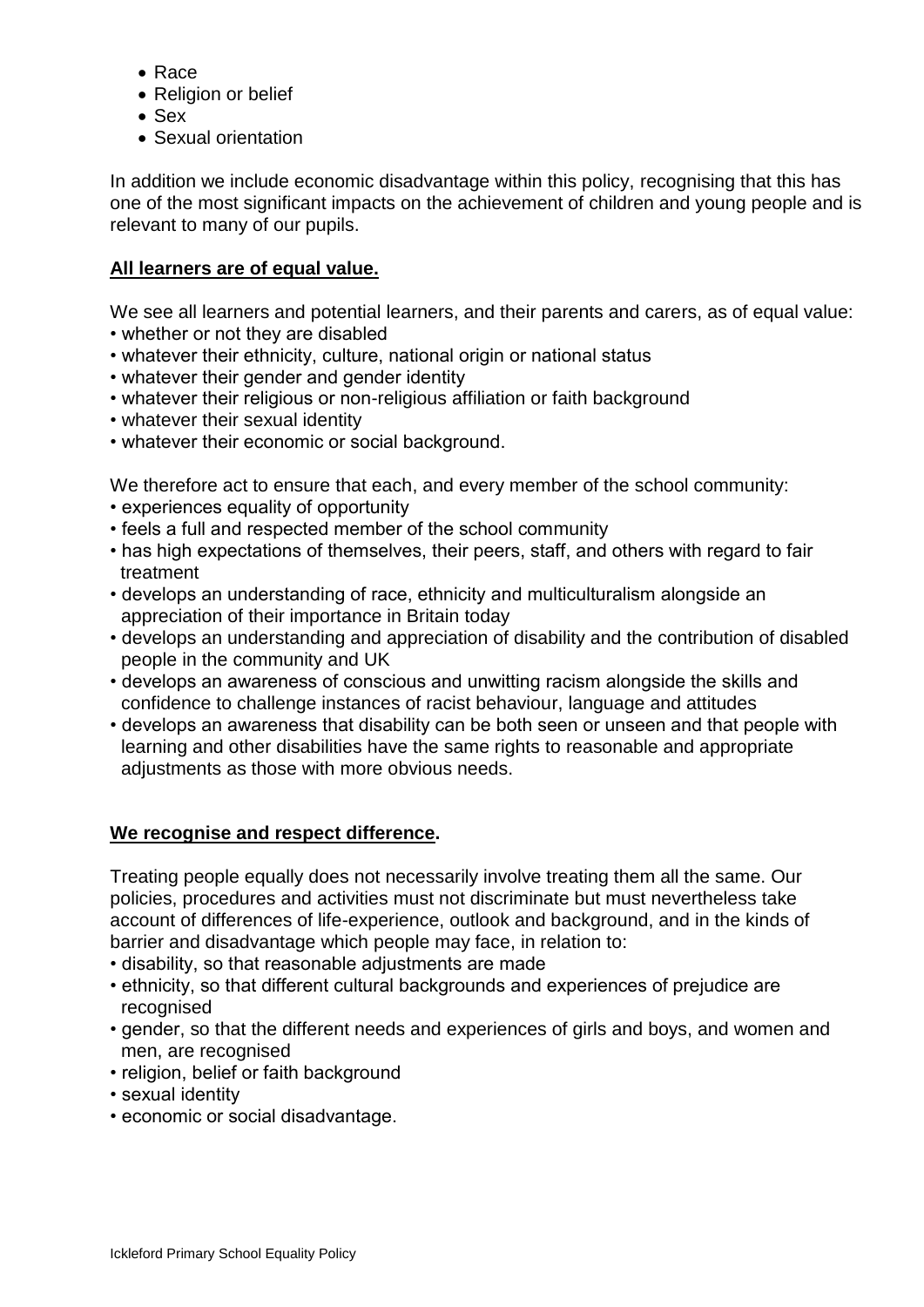- Race
- Religion or belief
- Sex
- Sexual orientation

In addition we include economic disadvantage within this policy, recognising that this has one of the most significant impacts on the achievement of children and young people and is relevant to many of our pupils.

**<u>All learners are of equal value.</u>**

We see all learners and potential learners, and their parents and carers, as of equal value:

- whether or not they are disabled
- whatever their ethnicity, culture, national origin or national status
- whatever their gender and gender identity
- whatever their religious or non-religious affiliation or faith background
- whatever their sexual identity
- whatever their economic or social background.

We therefore act to ensure that each, and every member of the school community:

- experiences equality of opportunity
- feels a full and respected member of the school community
- has high expectations of themselves, their peers, staff, and others with regard to fair treatment
- develops an understanding of race, ethnicity and multiculturalism alongside an appreciation of their importance in Britain today
- develops an understanding and appreciation of disability and the contribution of disabled people in the community and UK
- develops an awareness of conscious and unwitting racism alongside the skills and confidence to challenge instances of racist behaviour, language and attitudes
- develops an awareness that disability can be both seen or unseen and that people with learning and other disabilities have the same rights to reasonable and appropriate adjustments as those with more obvious needs.

**<u>We recognise and respect difference</u>.**

Treating people equally does not necessarily involve treating them all the same. Our policies, procedures and activities must not discriminate but must nevertheless take account of differences of life-experience, outlook and background, and in the kinds of barrier and disadvantage which people may face, in relation to:

- disability, so that reasonable adjustments are made
- ethnicity, so that different cultural backgrounds and experiences of prejudice are recognised
- gender, so that the different needs and experiences of girls and boys, and women and men, are recognised
- religion, belief or faith background
- sexual identity
- economic or social disadvantage.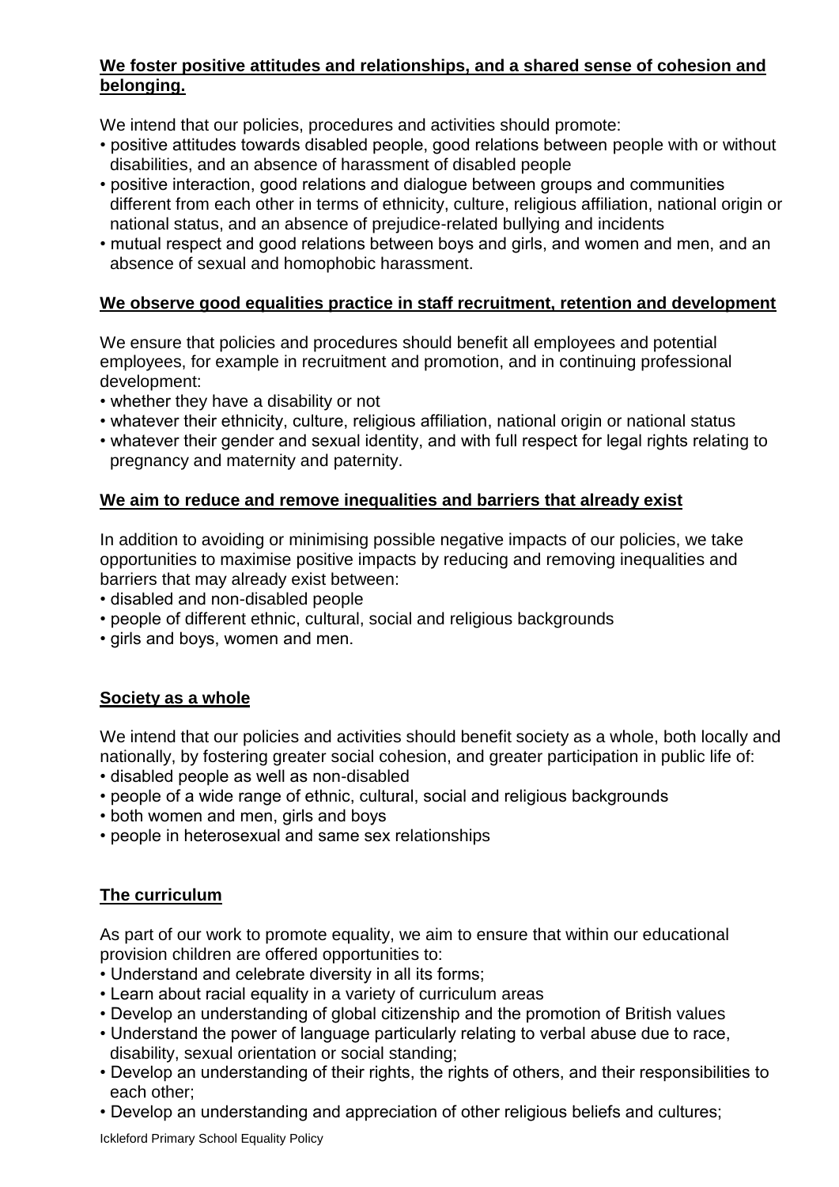**We foster positive attitudes and relationships, and a shared sense of cohesion and belonging.**

We intend that our policies, procedures and activities should promote:

- positive attitudes towards disabled people, good relations between people with or without disabilities, and an absence of harassment of disabled people
- positive interaction, good relations and dialogue between groups and communities different from each other in terms of ethnicity, culture, religious affiliation, national origin or national status, and an absence of prejudice-related bullying and incidents
- mutual respect and good relations between boys and girls, and women and men, and an absence of sexual and homophobic harassment.

**We observe good equalities practice in staff recruitment, retention and development**

We ensure that policies and procedures should benefit all employees and potential employees, for example in recruitment and promotion, and in continuing professional development:

- whether they have a disability or not
- whatever their ethnicity, culture, religious affiliation, national origin or national status
- whatever their gender and sexual identity, and with full respect for legal rights relating to pregnancy and maternity and paternity.

**We aim to reduce and remove inequalities and barriers that already exist**

In addition to avoiding or minimising possible negative impacts of our policies, we take opportunities to maximise positive impacts by reducing and removing inequalities and barriers that may already exist between:

- disabled and non-disabled people
- people of different ethnic, cultural, social and religious backgrounds
- girls and boys, women and men.

**Society as a whole**

We intend that our policies and activities should benefit society as a whole, both locally and nationally, by fostering greater social cohesion, and greater participation in public life of:

- disabled people as well as non-disabled
- people of a wide range of ethnic, cultural, social and religious backgrounds
- both women and men, girls and boys
- people in heterosexual and same sex relationships

**The curriculum**

As part of our work to promote equality, we aim to ensure that within our educational provision children are offered opportunities to:

- Understand and celebrate diversity in all its forms;
- Learn about racial equality in a variety of curriculum areas
- Develop an understanding of global citizenship and the promotion of British values
- Understand the power of language particularly relating to verbal abuse due to race, disability, sexual orientation or social standing;
- Develop an understanding of their rights, the rights of others, and their responsibilities to each other;
- Develop an understanding and appreciation of other religious beliefs and cultures;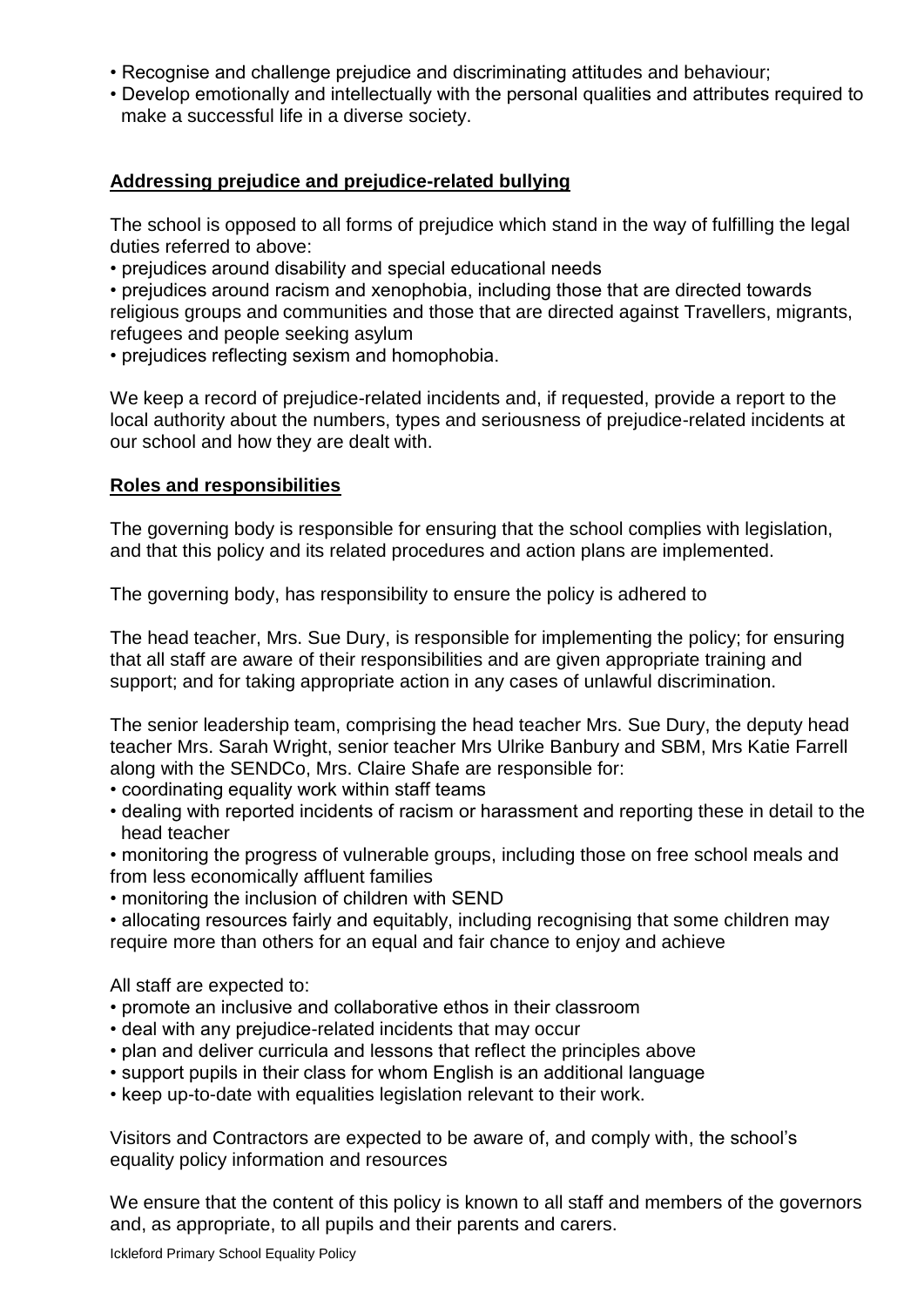- Recognise and challenge prejudice and discriminating attitudes and behaviour;
- Develop emotionally and intellectually with the personal qualities and attributes required to make a successful life in a diverse society.

## Addressing prejudice and prejudice-related bullying

The school is opposed to all forms of prejudice which stand in the way of fulfilling the legal duties referred to above:

- prejudices around disability and special educational needs
- prejudices around racism and xenophobia, including those that are directed towards religious groups and communities and those that are directed against Travellers, migrants, refugees and people seeking asylum
- prejudices reflecting sexism and homophobia.

We keep a record of prejudice-related incidents and, if requested, provide a report to the local authority about the numbers, types and seriousness of prejudice-related incidents at our school and how they are dealt with.

## Roles and responsibilities

The governing body is responsible for ensuring that the school complies with legislation, and that this policy and its related procedures and action plans are implemented.

The governing body, has responsibility to ensure the policy is adhered to

The head teacher, Mrs. Sue Dury, is responsible for implementing the policy; for ensuring that all staff are aware of their responsibilities and are given appropriate training and support; and for taking appropriate action in any cases of unlawful discrimination.

The senior leadership team, comprising the head teacher Mrs. Sue Dury, the deputy head teacher Mrs. Sarah Wright, senior teacher Mrs Ulrike Banbury and SBM, Mrs Katie Farrell along with the SENDCo, Mrs. Claire Shafe are responsible for:

- coordinating equality work within staff teams
- dealing with reported incidents of racism or harassment and reporting these in detail to the head teacher
- monitoring the progress of vulnerable groups, including those on free school meals and from less economically affluent families
- monitoring the inclusion of children with SEND
- allocating resources fairly and equitably, including recognising that some children may require more than others for an equal and fair chance to enjoy and achieve

All staff are expected to:

- promote an inclusive and collaborative ethos in their classroom
- deal with any prejudice-related incidents that may occur
- plan and deliver curricula and lessons that reflect the principles above
- support pupils in their class for whom English is an additional language
- keep up-to-date with equalities legislation relevant to their work.

Visitors and Contractors are expected to be aware of, and comply with, the school's equality policy information and resources

We ensure that the content of this policy is known to all staff and members of the governors and, as appropriate, to all pupils and their parents and carers.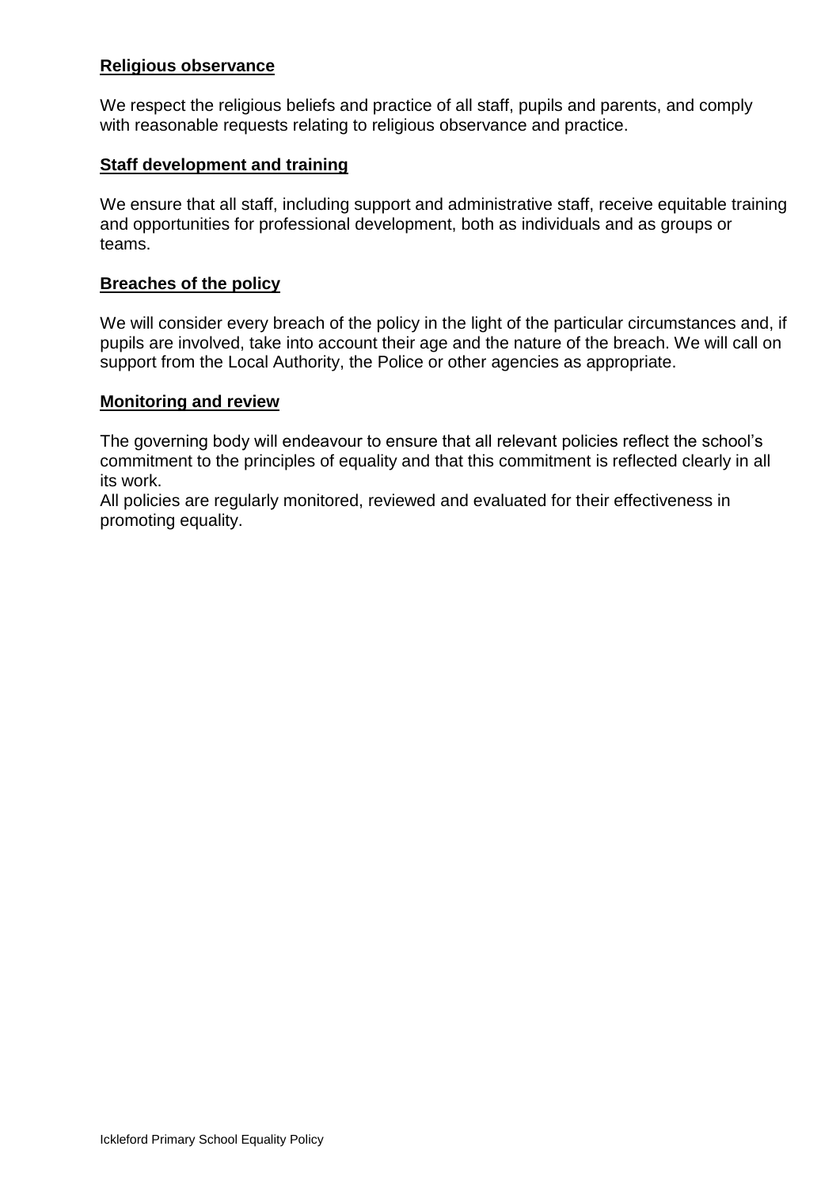## Religious observance

We respect the religious beliefs and practice of all staff, pupils and parents, and comply with reasonable requests relating to religious observance and practice.

## Staff development and training

We ensure that all staff, including support and administrative staff, receive equitable training and opportunities for professional development, both as individuals and as groups or teams.

## Breaches of the policy

We will consider every breach of the policy in the light of the particular circumstances and, if pupils are involved, take into account their age and the nature of the breach. We will call on support from the Local Authority, the Police or other agencies as appropriate.

## Monitoring and review

The governing body will endeavour to ensure that all relevant policies reflect the school's commitment to the principles of equality and that this commitment is reflected clearly in all its work.
All policies are regularly monitored, reviewed and evaluated for their effectiveness in promoting equality.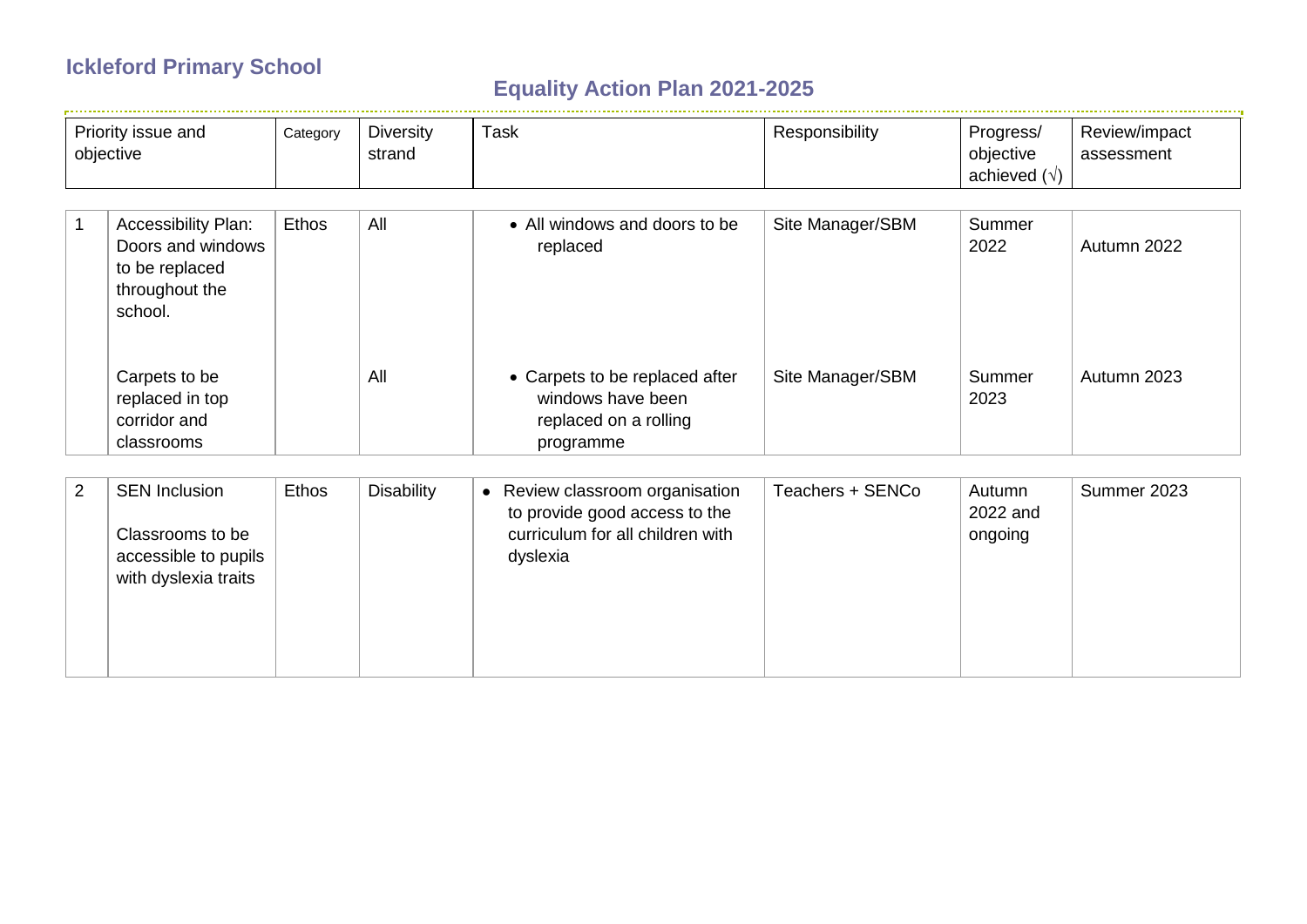# Ickleford Primary School

## Equality Action Plan 2021-2025

| | Priority issue and objective | Category | Diversity strand | Task | Responsibility | Progress/ objective achieved (√) | Review/impact assessment |
|---|---|---|---|---|---|---|---|
| 1 | Accessibility Plan: Doors and windows to be replaced throughout the school. | Ethos | All | • All windows and doors to be replaced | Site Manager/SBM | Summer 2022 | Autumn 2022 |
| | Carpets to be replaced in top corridor and classrooms | | All | • Carpets to be replaced after windows have been replaced on a rolling programme | Site Manager/SBM | Summer 2023 | Autumn 2023 |
| 2 | SEN Inclusion<br><br>Classrooms to be accessible to pupils with dyslexia traits | Ethos | Disability | • Review classroom organisation to provide good access to the curriculum for all children with dyslexia | Teachers + SENCo | Autumn 2022 and ongoing | Summer 2023 |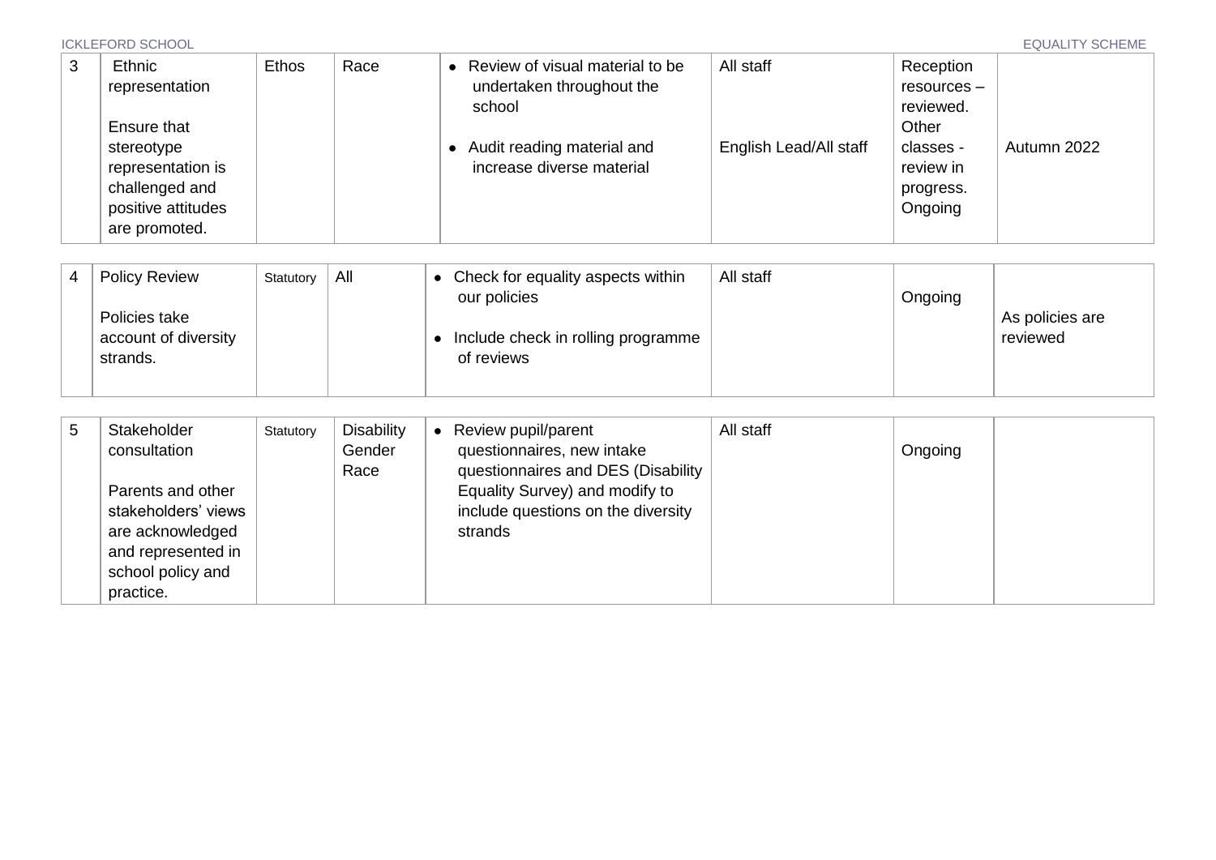| | | | | | | | |
|---|---|---|---|---|---|---|---|
| 3 | Ethnic representation<br><br>Ensure that stereotype representation is challenged and positive attitudes are promoted. | Ethos | Race | • Review of visual material to be undertaken throughout the school<br><br>• Audit reading material and increase diverse material | All staff<br><br>English Lead/All staff | Reception resources – reviewed. Other classes - review in progress. Ongoing | Autumn 2022 |
| 4 | Policy Review<br><br>Policies take account of diversity strands. | Statutory | All | • Check for equality aspects within our policies<br><br>• Include check in rolling programme of reviews | All staff | Ongoing | As policies are reviewed |
| 5 | Stakeholder consultation<br><br>Parents and other stakeholders' views are acknowledged and represented in school policy and practice. | Statutory | Disability<br>Gender<br>Race | • Review pupil/parent questionnaires, new intake questionnaires and DES (Disability Equality Survey) and modify to include questions on the diversity strands | All staff | Ongoing | |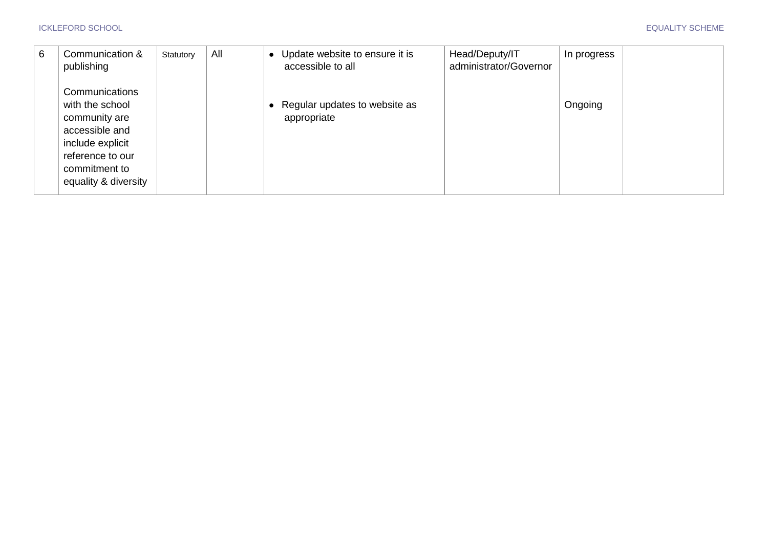| | | | | | | | |
|---|---|---|---|---|---|---|---|
| 6 | Communication & publishing<br><br>Communications with the school community are accessible and include explicit reference to our commitment to equality & diversity | Statutory | All | • Update website to ensure it is accessible to all<br><br>• Regular updates to website as appropriate | Head/Deputy/IT administrator/Governor | In progress<br><br>Ongoing | |